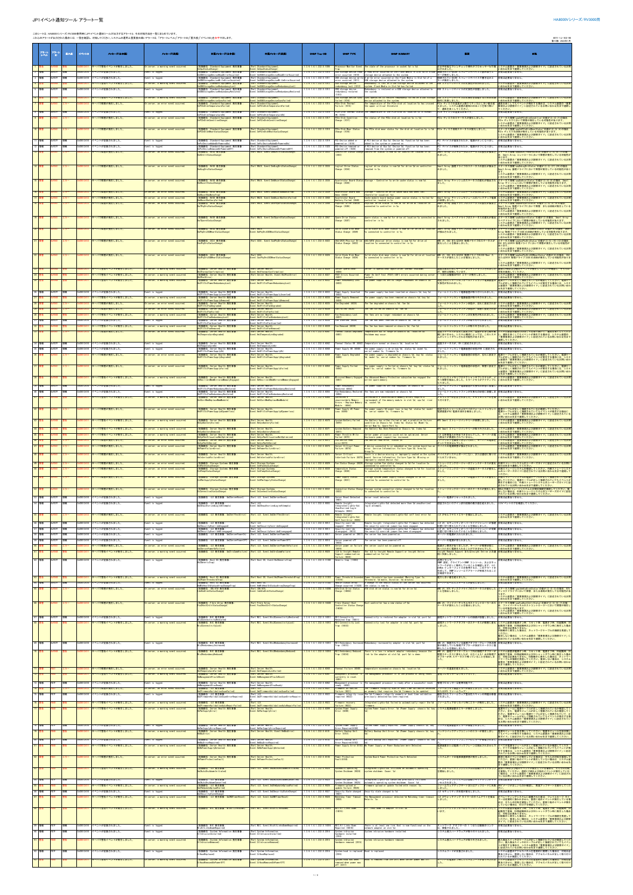# JP1イベント通知ツール アラート一覧

HA8000Vシリーズ/RV3000用

このシートは、HA8000Vシリーズ/RV3000使用時にJP1イベント通知ツールが出力するアラート、その対処方法を一覧にまとめています。

| アラートレベル | アラートID | 重大度 | イベントID | メッセージ(日本語) | メッセージ(英語) | 対象メッセージ(日本語) | 対象メッセージ(英語) | SNMP Trap OID | SNMP TYPE | SNMP SUMMARY | 原因 | 対処 |
|---|---|---|---|---|---|---|---|---|---|---|---|---|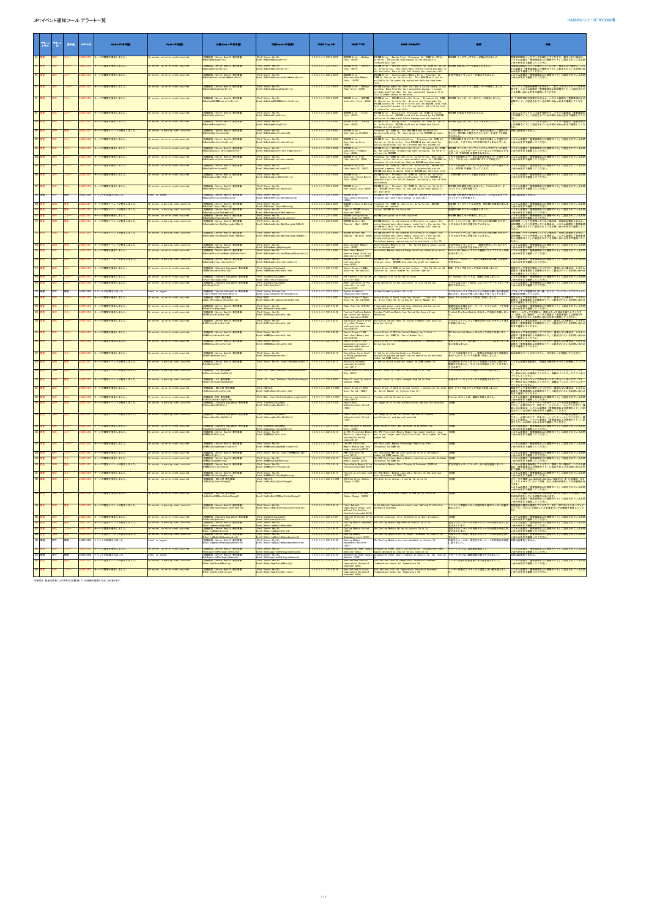※仕様は、製品改良により予告なく変更することがあります。